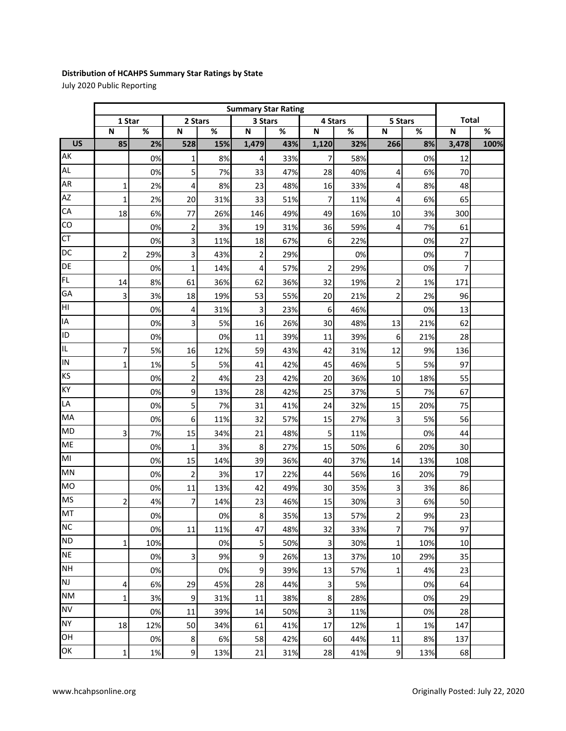**Distribution of HCAHPS Summary Star Ratings by State**

July 2020 Public Reporting

| | Summary Star Rating | | | | | | | | | | Total | |
|---|---|---|---|---|---|---|---|---|---|---|---|---|
| | 1 Star | | 2 Stars | | 3 Stars | | 4 Stars | | 5 Stars | | | |
| | N | % | N | % | N | % | N | % | N | % | N | % |
| **US** | **85** | **2%** | **528** | **15%** | **1,479** | **43%** | **1,120** | **32%** | **266** | **8%** | **3,478** | **100%** |
| AK | | 0% | 1 | 8% | 4 | 33% | 7 | 58% | | 0% | 12 | |
| AL | | 0% | 5 | 7% | 33 | 47% | 28 | 40% | 4 | 6% | 70 | |
| AR | 1 | 2% | 4 | 8% | 23 | 48% | 16 | 33% | 4 | 8% | 48 | |
| AZ | 1 | 2% | 20 | 31% | 33 | 51% | 7 | 11% | 4 | 6% | 65 | |
| CA | 18 | 6% | 77 | 26% | 146 | 49% | 49 | 16% | 10 | 3% | 300 | |
| CO | | 0% | 2 | 3% | 19 | 31% | 36 | 59% | 4 | 7% | 61 | |
| CT | | 0% | 3 | 11% | 18 | 67% | 6 | 22% | | 0% | 27 | |
| DC | 2 | 29% | 3 | 43% | 2 | 29% | | 0% | | 0% | 7 | |
| DE | | 0% | 1 | 14% | 4 | 57% | 2 | 29% | | 0% | 7 | |
| FL | 14 | 8% | 61 | 36% | 62 | 36% | 32 | 19% | 2 | 1% | 171 | |
| GA | 3 | 3% | 18 | 19% | 53 | 55% | 20 | 21% | 2 | 2% | 96 | |
| HI | | 0% | 4 | 31% | 3 | 23% | 6 | 46% | | 0% | 13 | |
| IA | | 0% | 3 | 5% | 16 | 26% | 30 | 48% | 13 | 21% | 62 | |
| ID | | 0% | | 0% | 11 | 39% | 11 | 39% | 6 | 21% | 28 | |
| IL | 7 | 5% | 16 | 12% | 59 | 43% | 42 | 31% | 12 | 9% | 136 | |
| IN | 1 | 1% | 5 | 5% | 41 | 42% | 45 | 46% | 5 | 5% | 97 | |
| KS | | 0% | 2 | 4% | 23 | 42% | 20 | 36% | 10 | 18% | 55 | |
| KY | | 0% | 9 | 13% | 28 | 42% | 25 | 37% | 5 | 7% | 67 | |
| LA | | 0% | 5 | 7% | 31 | 41% | 24 | 32% | 15 | 20% | 75 | |
| MA | | 0% | 6 | 11% | 32 | 57% | 15 | 27% | 3 | 5% | 56 | |
| MD | 3 | 7% | 15 | 34% | 21 | 48% | 5 | 11% | | 0% | 44 | |
| ME | | 0% | 1 | 3% | 8 | 27% | 15 | 50% | 6 | 20% | 30 | |
| MI | | 0% | 15 | 14% | 39 | 36% | 40 | 37% | 14 | 13% | 108 | |
| MN | | 0% | 2 | 3% | 17 | 22% | 44 | 56% | 16 | 20% | 79 | |
| MO | | 0% | 11 | 13% | 42 | 49% | 30 | 35% | 3 | 3% | 86 | |
| MS | 2 | 4% | 7 | 14% | 23 | 46% | 15 | 30% | 3 | 6% | 50 | |
| MT | | 0% | | 0% | 8 | 35% | 13 | 57% | 2 | 9% | 23 | |
| NC | | 0% | 11 | 11% | 47 | 48% | 32 | 33% | 7 | 7% | 97 | |
| ND | 1 | 10% | | 0% | 5 | 50% | 3 | 30% | 1 | 10% | 10 | |
| NE | | 0% | 3 | 9% | 9 | 26% | 13 | 37% | 10 | 29% | 35 | |
| NH | | 0% | | 0% | 9 | 39% | 13 | 57% | 1 | 4% | 23 | |
| NJ | 4 | 6% | 29 | 45% | 28 | 44% | 3 | 5% | | 0% | 64 | |
| NM | 1 | 3% | 9 | 31% | 11 | 38% | 8 | 28% | | 0% | 29 | |
| NV | | 0% | 11 | 39% | 14 | 50% | 3 | 11% | | 0% | 28 | |
| NY | 18 | 12% | 50 | 34% | 61 | 41% | 17 | 12% | 1 | 1% | 147 | |
| OH | | 0% | 8 | 6% | 58 | 42% | 60 | 44% | 11 | 8% | 137 | |
| OK | 1 | 1% | 9 | 13% | 21 | 31% | 28 | 41% | 9 | 13% | 68 | |

www.hcahpsonline.org

Originally Posted: July 22, 2020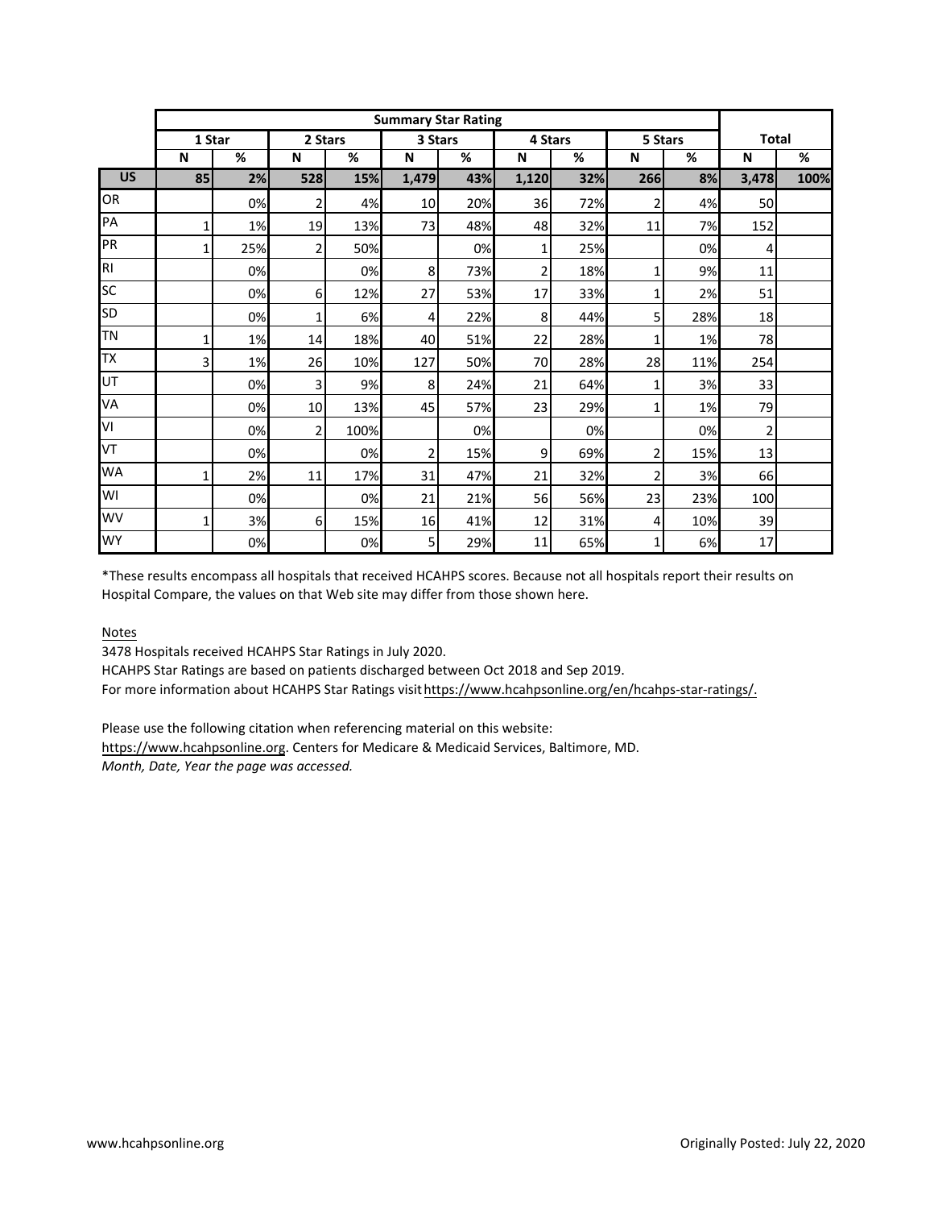| | Summary Star Rating | | | | | | | | | | Total | |
|---|---|---|---|---|---|---|---|---|---|---|---|---|
| | 1 Star | | 2 Stars | | 3 Stars | | 4 Stars | | 5 Stars | | | |
| | N | % | N | % | N | % | N | % | N | % | N | % |
| **US** | **85** | **2%** | **528** | **15%** | **1,479** | **43%** | **1,120** | **32%** | **266** | **8%** | **3,478** | **100%** |
| OR | | 0% | 2 | 4% | 10 | 20% | 36 | 72% | 2 | 4% | 50 | |
| PA | 1 | 1% | 19 | 13% | 73 | 48% | 48 | 32% | 11 | 7% | 152 | |
| PR | 1 | 25% | 2 | 50% | | 0% | 1 | 25% | | 0% | 4 | |
| RI | | 0% | | 0% | 8 | 73% | 2 | 18% | 1 | 9% | 11 | |
| SC | | 0% | 6 | 12% | 27 | 53% | 17 | 33% | 1 | 2% | 51 | |
| SD | | 0% | 1 | 6% | 4 | 22% | 8 | 44% | 5 | 28% | 18 | |
| TN | 1 | 1% | 14 | 18% | 40 | 51% | 22 | 28% | 1 | 1% | 78 | |
| TX | 3 | 1% | 26 | 10% | 127 | 50% | 70 | 28% | 28 | 11% | 254 | |
| UT | | 0% | 3 | 9% | 8 | 24% | 21 | 64% | 1 | 3% | 33 | |
| VA | | 0% | 10 | 13% | 45 | 57% | 23 | 29% | 1 | 1% | 79 | |
| VI | | 0% | 2 | 100% | | 0% | | 0% | | 0% | 2 | |
| VT | | 0% | | 0% | 2 | 15% | 9 | 69% | 2 | 15% | 13 | |
| WA | 1 | 2% | 11 | 17% | 31 | 47% | 21 | 32% | 2 | 3% | 66 | |
| WI | | 0% | | 0% | 21 | 21% | 56 | 56% | 23 | 23% | 100 | |
| WV | 1 | 3% | 6 | 15% | 16 | 41% | 12 | 31% | 4 | 10% | 39 | |
| WY | | 0% | | 0% | 5 | 29% | 11 | 65% | 1 | 6% | 17 | |

*These results encompass all hospitals that received HCAHPS scores. Because not all hospitals report their results on Hospital Compare, the values on that Web site may differ from those shown here.

Notes

3478 Hospitals received HCAHPS Star Ratings in July 2020.

HCAHPS Star Ratings are based on patients discharged between Oct 2018 and Sep 2019.

For more information about HCAHPS Star Ratings visit https://www.hcahpsonline.org/en/hcahps-star-ratings/.

Please use the following citation when referencing material on this website:
https://www.hcahpsonline.org. Centers for Medicare & Medicaid Services, Baltimore, MD.
*Month, Date, Year the page was accessed.*

www.hcahpsonline.org

Originally Posted: July 22, 2020